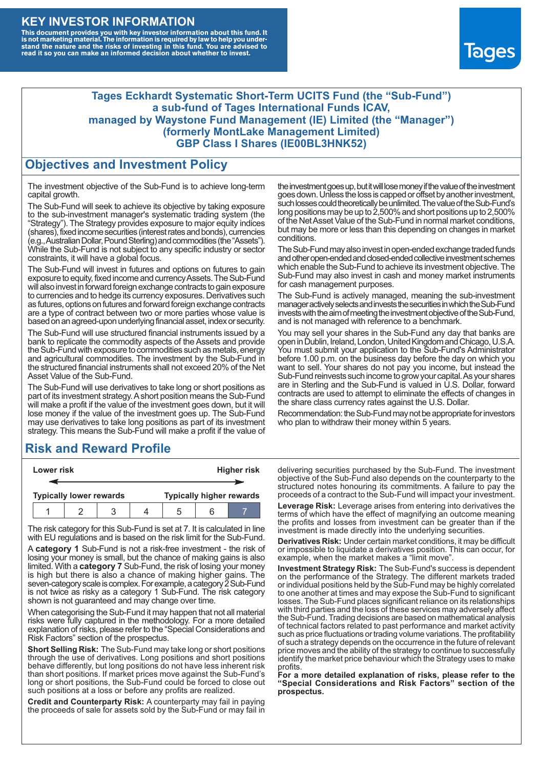# KEY INVESTOR INFORMATION

**This document provides you with key investor information about this fund. It is not marketing material. The information is required by law to help you understand the nature and the risks of investing in this fund. You are advised to read it so you can make an informed decision about whether to invest.**

Tages

**Tages Eckhardt Systematic Short-Term UCITS Fund (the "Sub-Fund") a sub-fund of Tages International Funds ICAV, managed by Waystone Fund Management (IE) Limited (the "Manager") (formerly MontLake Management Limited) GBP Class I Shares (IE00BL3HNK52)**

## Objectives and Investment Policy

The investment objective of the Sub-Fund is to achieve long-term capital growth.

The Sub-Fund will seek to achieve its objective by taking exposure to the sub-investment manager's systematic trading system (the "Strategy"). The Strategy provides exposure to major equity indices (shares), fixed income securities (interest rates and bonds), currencies (e.g., Australian Dollar, Pound Sterling) and commodities (the "Assets"). While the Sub-Fund is not subject to any specific industry or sector constraints, it will have a global focus.

The Sub-Fund will invest in futures and options on futures to gain exposure to equity, fixed income and currency Assets. The Sub-Fund will also invest in forward foreign exchange contracts to gain exposure to currencies and to hedge its currency exposures. Derivatives such as futures, options on futures and forward foreign exchange contracts are a type of contract between two or more parties whose value is based on an agreed-upon underlying financial asset, index or security.

The Sub-Fund will use structured financial instruments issued by a bank to replicate the commodity aspects of the Assets and provide the Sub-Fund with exposure to commodities such as metals, energy and agricultural commodities. The investment by the Sub-Fund in the structured financial instruments shall not exceed 20% of the Net Asset Value of the Sub-Fund.

The Sub-Fund will use derivatives to take long or short positions as part of its investment strategy. A short position means the Sub-Fund will make a profit if the value of the investment goes down, but it will lose money if the value of the investment goes up. The Sub-Fund may use derivatives to take long positions as part of its investment strategy. This means the Sub-Fund will make a profit if the value of the investment goes up, but it will lose money if the value of the investment goes down. Unless the loss is capped or offset by another investment, such losses could theoretically be unlimited. The value of the Sub-Fund's long positions may be up to 2,500% and short positions up to 2,500% of the Net Asset Value of the Sub-Fund in normal market conditions, but may be more or less than this depending on changes in market conditions.

The Sub-Fund may also invest in open-ended exchange traded funds and other open-ended and closed-ended collective investment schemes which enable the Sub-Fund to achieve its investment objective. The Sub-Fund may also invest in cash and money market instruments for cash management purposes.

The Sub-Fund is actively managed, meaning the sub-investment manager actively selects and invests the securities in which the Sub-Fund invests with the aim of meeting the investment objective of the Sub-Fund, and is not managed with reference to a benchmark.

You may sell your shares in the Sub-Fund any day that banks are open in Dublin, Ireland, London, United Kingdom and Chicago, U.S.A. You must submit your application to the Sub-Fund's Administrator before 1.00 p.m. on the business day before the day on which you want to sell. Your shares do not pay you income, but instead the Sub-Fund reinvests such income to grow your capital. As your shares are in Sterling and the Sub-Fund is valued in U.S. Dollar, forward contracts are used to attempt to eliminate the effects of changes in the share class currency rates against the U.S. Dollar.

Recommendation: the Sub-Fund may not be appropriate for investors who plan to withdraw their money within 5 years.

## Risk and Reward Profile

| Lower risk | | | | | | Higher risk |
|---|---|---|---|---|---|---|
| Typically lower rewards | | | | | | Typically higher rewards |
| 1 | 2 | 3 | 4 | 5 | 6 | **7** |

The risk category for this Sub-Fund is set at 7. It is calculated in line with EU regulations and is based on the risk limit for the Sub-Fund.

A **category 1** Sub-Fund is not a risk-free investment - the risk of losing your money is small, but the chance of making gains is also limited. With a **category 7** Sub-Fund, the risk of losing your money is high but there is also a chance of making higher gains. The seven-category scale is complex. For example, a category 2 Sub-Fund is not twice as risky as a category 1 Sub-Fund. The risk category shown is not guaranteed and may change over time.

When categorising the Sub-Fund it may happen that not all material risks were fully captured in the methodology. For a more detailed explanation of risks, please refer to the "Special Considerations and Risk Factors" section of the prospectus.

**Short Selling Risk:** The Sub-Fund may take long or short positions through the use of derivatives. Long positions and short positions behave differently, but long positions do not have less inherent risk than short positions. If market prices move against the Sub-Fund's long or short positions, the Sub-Fund could be forced to close out such positions at a loss or before any profits are realized.

**Credit and Counterparty Risk:** A counterparty may fail in paying the proceeds of sale for assets sold by the Sub-Fund or may fail in delivering securities purchased by the Sub-Fund. The investment objective of the Sub-Fund also depends on the counterparty to the structured notes honouring its commitments. A failure to pay the proceeds of a contract to the Sub-Fund will impact your investment.

**Leverage Risk:** Leverage arises from entering into derivatives the terms of which have the effect of magnifying an outcome meaning the profits and losses from investment can be greater than if the investment is made directly into the underlying securities.

**Derivatives Risk:** Under certain market conditions, it may be difficult or impossible to liquidate a derivatives position. This can occur, for example, when the market makes a "limit move".

**Investment Strategy Risk:** The Sub-Fund's success is dependent on the performance of the Strategy. The different markets traded or individual positions held by the Sub-Fund may be highly correlated to one another at times and may expose the Sub-Fund to significant losses. The Sub-Fund places significant reliance on its relationships with third parties and the loss of these services may adversely affect the Sub-Fund. Trading decisions are based on mathematical analysis of technical factors related to past performance and market activity such as price fluctuations or trading volume variations. The profitability of such a strategy depends on the occurrence in the future of relevant price moves and the ability of the strategy to continue to successfully identify the market price behaviour which the Strategy uses to make profits.

**For a more detailed explanation of risks, please refer to the "Special Considerations and Risk Factors" section of the prospectus.**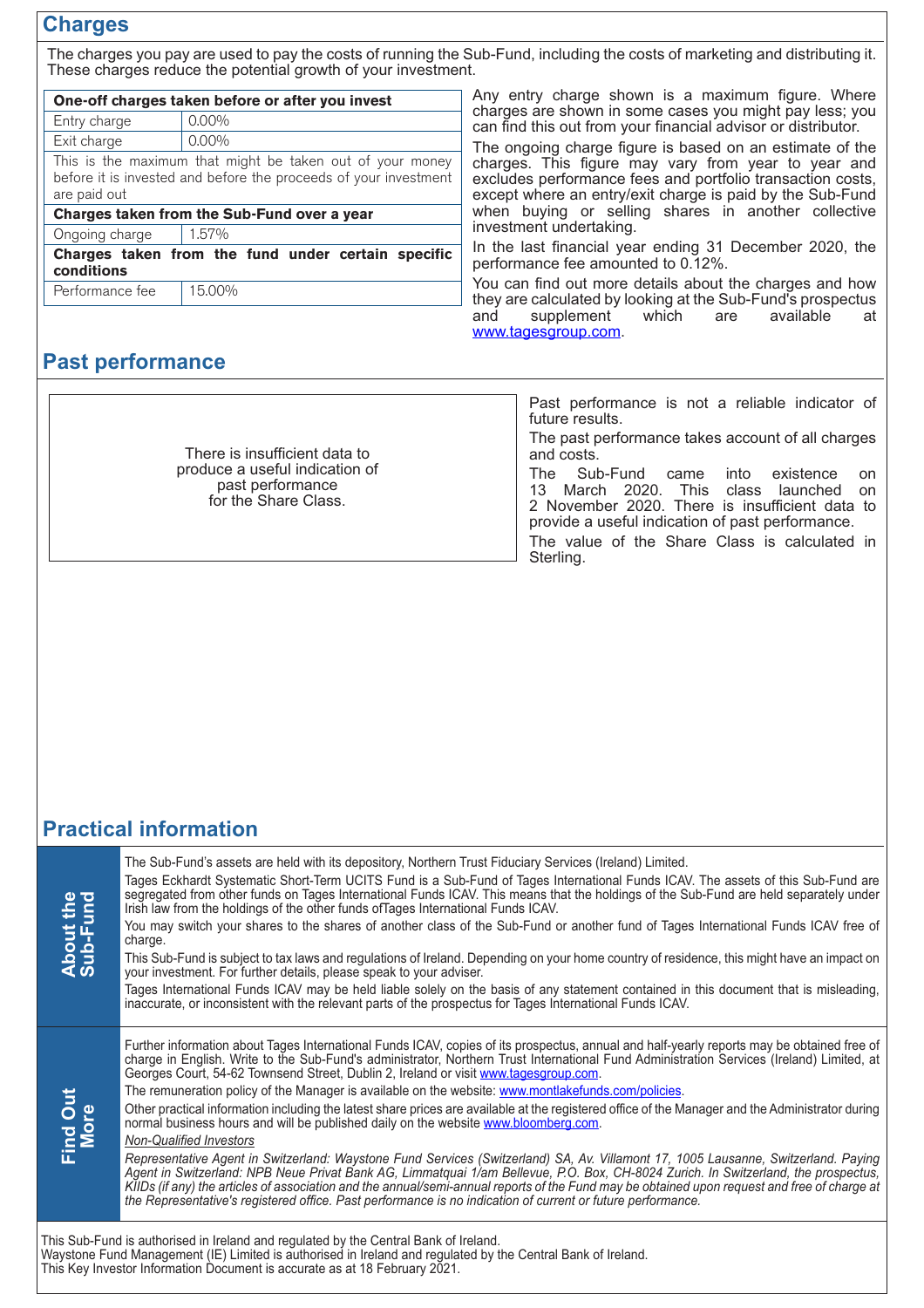## Charges

The charges you pay are used to pay the costs of running the Sub-Fund, including the costs of marketing and distributing it. These charges reduce the potential growth of your investment.

| | |
|---|---|
| **One-off charges taken before or after you invest** | |
| Entry charge | 0.00% |
| Exit charge | 0.00% |
| This is the maximum that might be taken out of your money before it is invested and before the proceeds of your investment are paid out | |
| **Charges taken from the Sub-Fund over a year** | |
| Ongoing charge | 1.57% |
| **Charges taken from the fund under certain specific conditions** | |
| Performance fee | 15.00% |

Any entry charge shown is a maximum figure. Where charges are shown in some cases you might pay less; you can find this out from your financial advisor or distributor.

The ongoing charge figure is based on an estimate of the charges. This figure may vary from year to year and excludes performance fees and portfolio transaction costs, except where an entry/exit charge is paid by the Sub-Fund when buying or selling shares in another collective investment undertaking.

In the last financial year ending 31 December 2020, the performance fee amounted to 0.12%.

You can find out more details about the charges and how they are calculated by looking at the Sub-Fund's prospectus and supplement which are available at www.tagesgroup.com.

## Past performance

There is insufficient data to produce a useful indication of past performance for the Share Class.

Past performance is not a reliable indicator of future results.

The past performance takes account of all charges and costs.

The Sub-Fund came into existence on 13 March 2020. This class launched on 2 November 2020. There is insufficient data to provide a useful indication of past performance.

The value of the Share Class is calculated in Sterling.

## Practical information

### About the Sub-Fund

The Sub-Fund's assets are held with its depository, Northern Trust Fiduciary Services (Ireland) Limited.

Tages Eckhardt Systematic Short-Term UCITS Fund is a Sub-Fund of Tages International Funds ICAV. The assets of this Sub-Fund are segregated from other funds on Tages International Funds ICAV. This means that the holdings of the Sub-Fund are held separately under Irish law from the holdings of the other funds ofTages International Funds ICAV.

You may switch your shares to the shares of another class of the Sub-Fund or another fund of Tages International Funds ICAV free of charge.

This Sub-Fund is subject to tax laws and regulations of Ireland. Depending on your home country of residence, this might have an impact on your investment. For further details, please speak to your adviser.

Tages International Funds ICAV may be held liable solely on the basis of any statement contained in this document that is misleading, inaccurate, or inconsistent with the relevant parts of the prospectus for Tages International Funds ICAV.

### Find Out More

Further information about Tages International Funds ICAV, copies of its prospectus, annual and half-yearly reports may be obtained free of charge in English. Write to the Sub-Fund's administrator, Northern Trust International Fund Administration Services (Ireland) Limited, at Georges Court, 54-62 Townsend Street, Dublin 2, Ireland or visit www.tagesgroup.com.

The remuneration policy of the Manager is available on the website: www.montlakefunds.com/policies.

Other practical information including the latest share prices are available at the registered office of the Manager and the Administrator during normal business hours and will be published daily on the website www.bloomberg.com.

*Non-Qualified Investors*

*Representative Agent in Switzerland: Waystone Fund Services (Switzerland) SA, Av. Villamont 17, 1005 Lausanne, Switzerland. Paying Agent in Switzerland: NPB Neue Privat Bank AG, Limmatquai 1/am Bellevue, P.O. Box, CH-8024 Zurich. In Switzerland, the prospectus, KIIDs (if any) the articles of association and the annual/semi-annual reports of the Fund may be obtained upon request and free of charge at the Representative's registered office. Past performance is no indication of current or future performance.*

This Sub-Fund is authorised in Ireland and regulated by the Central Bank of Ireland.
Waystone Fund Management (IE) Limited is authorised in Ireland and regulated by the Central Bank of Ireland.
This Key Investor Information Document is accurate as at 18 February 2021.